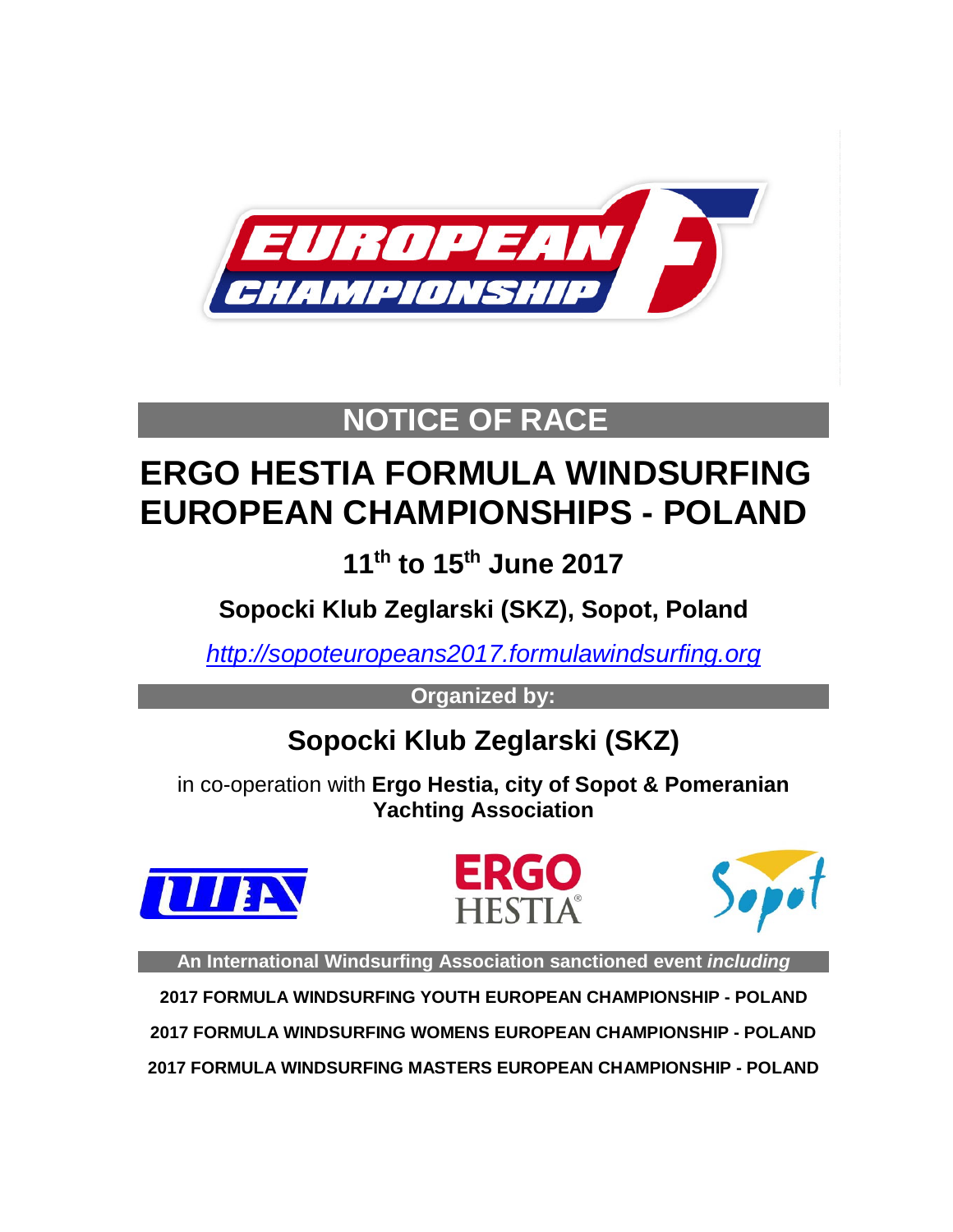# NOTICE OF RACE

# ERGO HESTIA FORMULA WINDSURFING EUROPEAN CHAMPIONSHIPS - POLAND

## 11th to 15th June 2017

### Sopocki Klub Zeglarski (SKZ), Sopot, Poland

*http://sopoteuropeans2017.formulawindsurfing.org*

**Organized by:**

## Sopocki Klub Zeglarski (SKZ)

in co-operation with **Ergo Hestia, city of Sopot & Pomeranian Yachting Association**

**An International Windsurfing Association sanctioned event *including***

**2017 FORMULA WINDSURFING YOUTH EUROPEAN CHAMPIONSHIP - POLAND**

**2017 FORMULA WINDSURFING WOMENS EUROPEAN CHAMPIONSHIP - POLAND**

**2017 FORMULA WINDSURFING MASTERS EUROPEAN CHAMPIONSHIP - POLAND**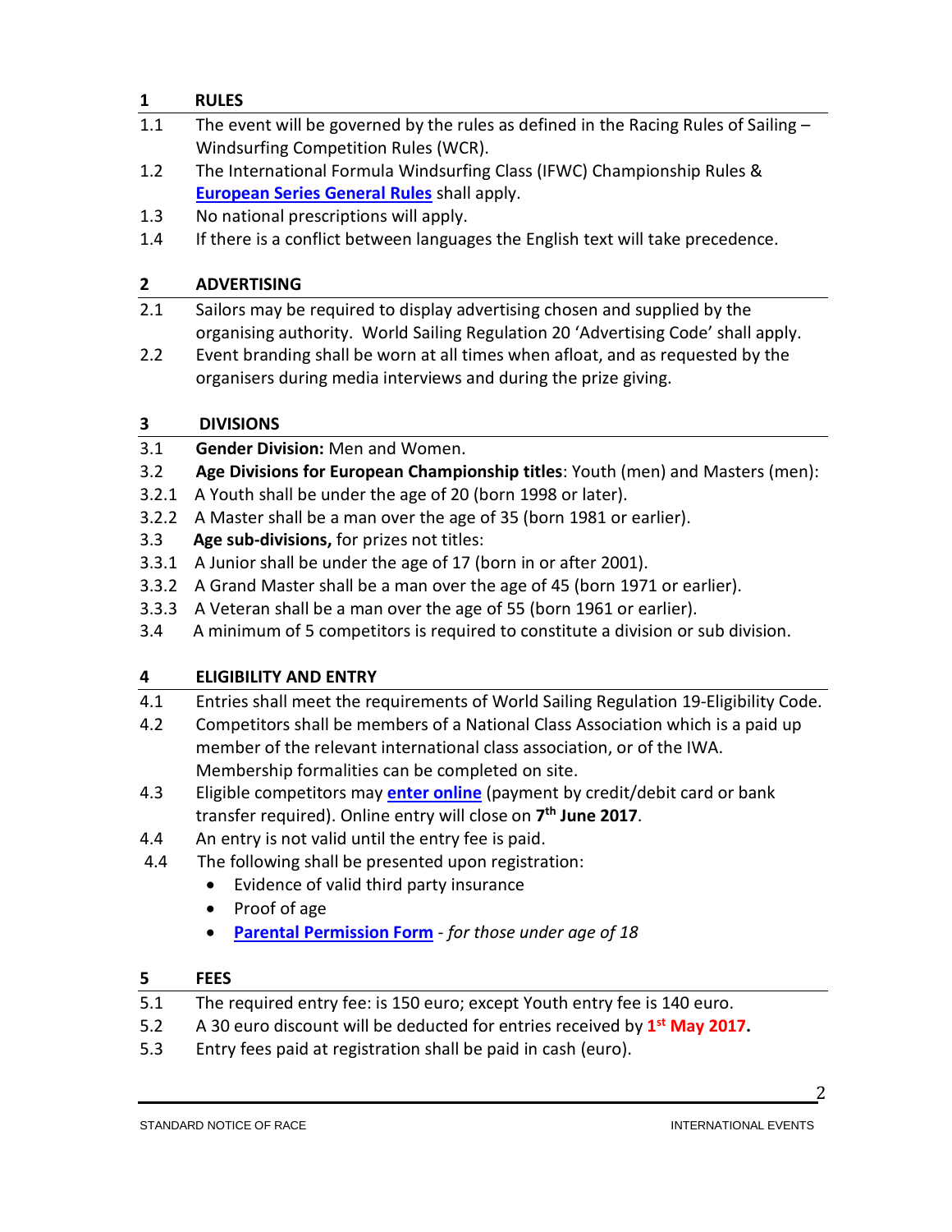## 1 RULES

1.1 The event will be governed by the rules as defined in the Racing Rules of Sailing – Windsurfing Competition Rules (WCR).

1.2 The International Formula Windsurfing Class (IFWC) Championship Rules & **European Series General Rules** shall apply.

1.3 No national prescriptions will apply.

1.4 If there is a conflict between languages the English text will take precedence.

## 2 ADVERTISING

2.1 Sailors may be required to display advertising chosen and supplied by the organising authority. World Sailing Regulation 20 'Advertising Code' shall apply.

2.2 Event branding shall be worn at all times when afloat, and as requested by the organisers during media interviews and during the prize giving.

## 3 DIVISIONS

3.1 **Gender Division:** Men and Women.

3.2 **Age Divisions for European Championship titles**: Youth (men) and Masters (men):

3.2.1 A Youth shall be under the age of 20 (born 1998 or later).

3.2.2 A Master shall be a man over the age of 35 (born 1981 or earlier).

3.3 **Age sub-divisions,** for prizes not titles:

3.3.1 A Junior shall be under the age of 17 (born in or after 2001).

3.3.2 A Grand Master shall be a man over the age of 45 (born 1971 or earlier).

3.3.3 A Veteran shall be a man over the age of 55 (born 1961 or earlier).

3.4 A minimum of 5 competitors is required to constitute a division or sub division.

## 4 ELIGIBILITY AND ENTRY

4.1 Entries shall meet the requirements of World Sailing Regulation 19-Eligibility Code.

4.2 Competitors shall be members of a National Class Association which is a paid up member of the relevant international class association, or of the IWA. Membership formalities can be completed on site.

4.3 Eligible competitors may **enter online** (payment by credit/debit card or bank transfer required). Online entry will close on **7th June 2017**.

4.4 An entry is not valid until the entry fee is paid.

4.4 The following shall be presented upon registration:

- Evidence of valid third party insurance
- Proof of age
- **Parental Permission Form** - *for those under age of 18*

## 5 FEES

5.1 The required entry fee: is 150 euro; except Youth entry fee is 140 euro.

5.2 A 30 euro discount will be deducted for entries received by **1st May 2017.**

5.3 Entry fees paid at registration shall be paid in cash (euro).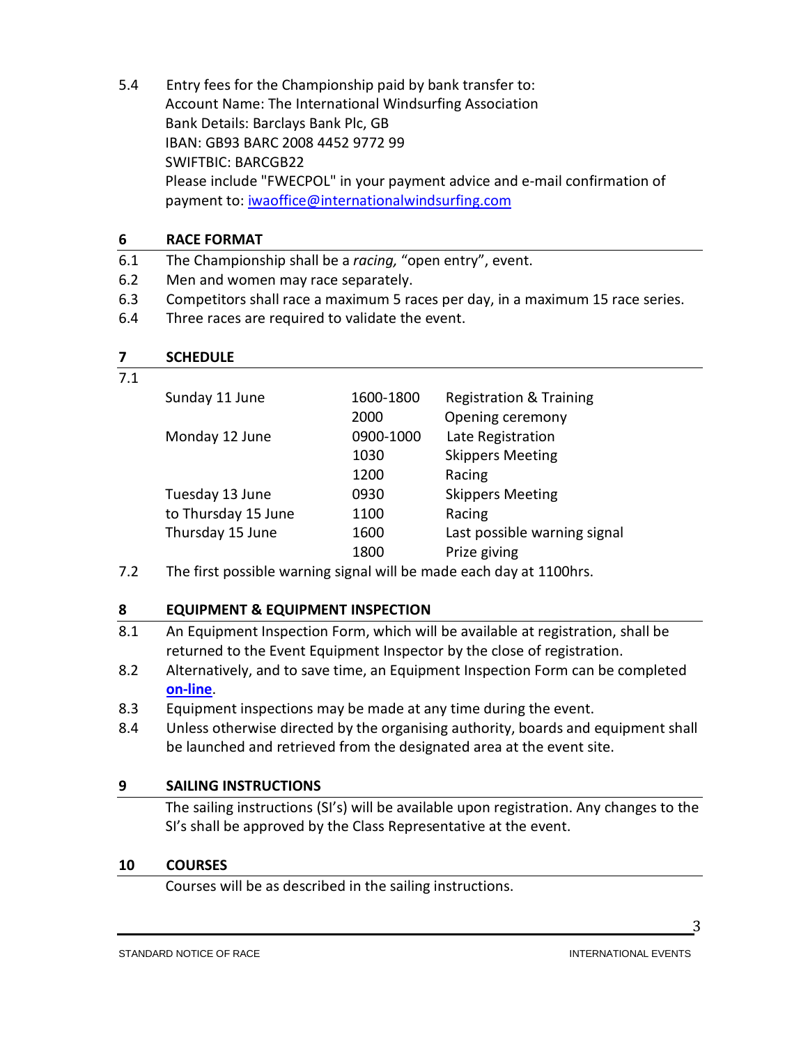5.4 Entry fees for the Championship paid by bank transfer to:
Account Name: The International Windsurfing Association
Bank Details: Barclays Bank Plc, GB
IBAN: GB93 BARC 2008 4452 9772 99
SWIFTBIC: BARCGB22
Please include "FWECPOL" in your payment advice and e-mail confirmation of payment to: [iwaoffice@internationalwindsurfing.com](mailto:iwaoffice@internationalwindsurfing.com)

## 6 RACE FORMAT

6.1 The Championship shall be a *racing,* "open entry", event.

6.2 Men and women may race separately.

6.3 Competitors shall race a maximum 5 races per day, in a maximum 15 race series.

6.4 Three races are required to validate the event.

## 7 SCHEDULE

7.1

| | | |
|---|---|---|
| Sunday 11 June | 1600-1800 | Registration & Training |
| | 2000 | Opening ceremony |
| Monday 12 June | 0900-1000 | Late Registration |
| | 1030 | Skippers Meeting |
| | 1200 | Racing |
| Tuesday 13 June | 0930 | Skippers Meeting |
| to Thursday 15 June | 1100 | Racing |
| Thursday 15 June | 1600 | Last possible warning signal |
| | 1800 | Prize giving |

7.2 The first possible warning signal will be made each day at 1100hrs.

## 8 EQUIPMENT & EQUIPMENT INSPECTION

8.1 An Equipment Inspection Form, which will be available at registration, shall be returned to the Event Equipment Inspector by the close of registration.

8.2 Alternatively, and to save time, an Equipment Inspection Form can be completed **on-line**.

8.3 Equipment inspections may be made at any time during the event.

8.4 Unless otherwise directed by the organising authority, boards and equipment shall be launched and retrieved from the designated area at the event site.

## 9 SAILING INSTRUCTIONS

The sailing instructions (SI's) will be available upon registration. Any changes to the SI's shall be approved by the Class Representative at the event.

## 10 COURSES

Courses will be as described in the sailing instructions.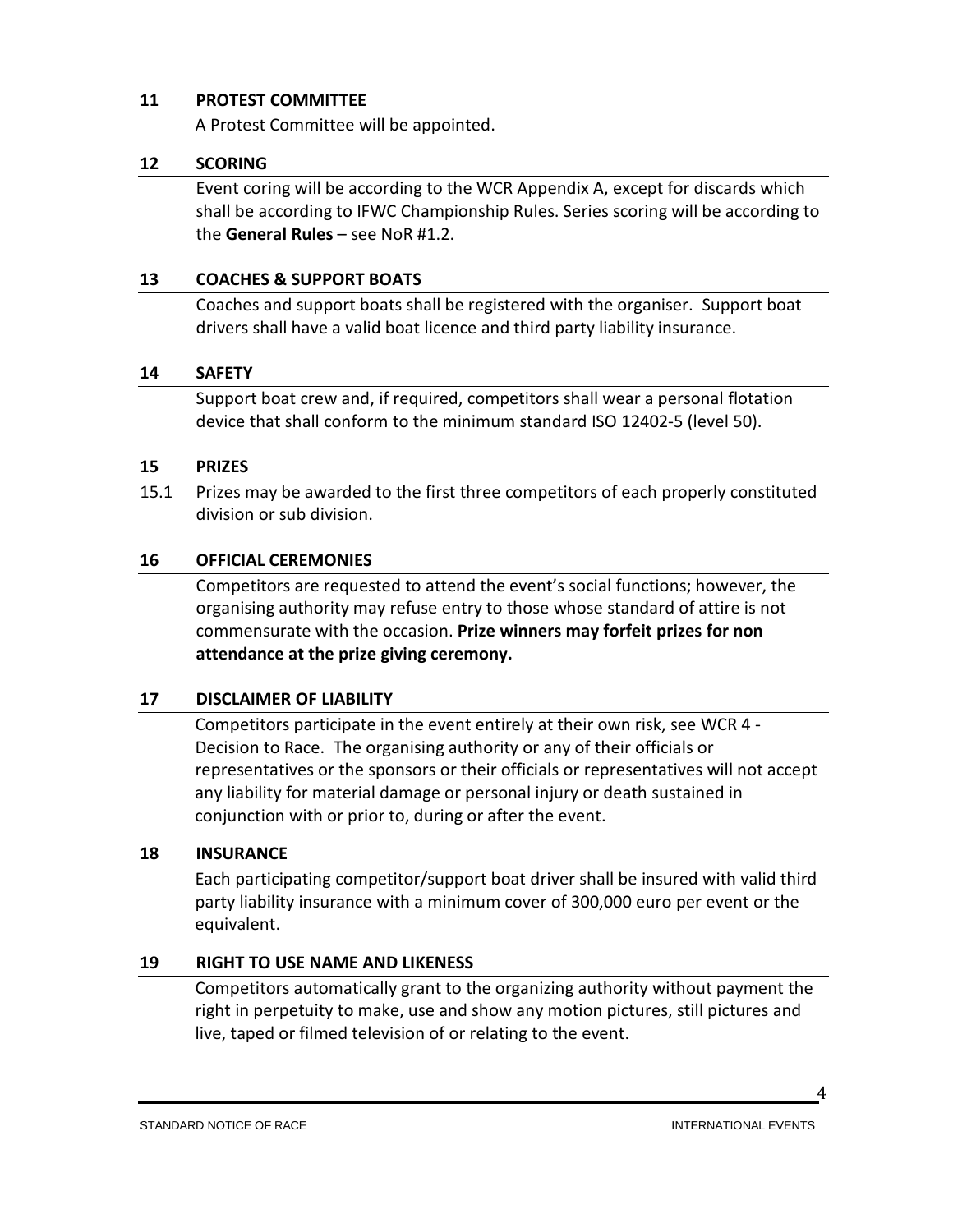## 11 PROTEST COMMITTEE

A Protest Committee will be appointed.

## 12 SCORING

Event coring will be according to the WCR Appendix A, except for discards which shall be according to IFWC Championship Rules. Series scoring will be according to the **General Rules** – see NoR #1.2.

## 13 COACHES & SUPPORT BOATS

Coaches and support boats shall be registered with the organiser. Support boat drivers shall have a valid boat licence and third party liability insurance.

## 14 SAFETY

Support boat crew and, if required, competitors shall wear a personal flotation device that shall conform to the minimum standard ISO 12402-5 (level 50).

## 15 PRIZES

15.1 Prizes may be awarded to the first three competitors of each properly constituted division or sub division.

## 16 OFFICIAL CEREMONIES

Competitors are requested to attend the event's social functions; however, the organising authority may refuse entry to those whose standard of attire is not commensurate with the occasion. **Prize winners may forfeit prizes for non attendance at the prize giving ceremony.**

## 17 DISCLAIMER OF LIABILITY

Competitors participate in the event entirely at their own risk, see WCR 4 - Decision to Race. The organising authority or any of their officials or representatives or the sponsors or their officials or representatives will not accept any liability for material damage or personal injury or death sustained in conjunction with or prior to, during or after the event.

## 18 INSURANCE

Each participating competitor/support boat driver shall be insured with valid third party liability insurance with a minimum cover of 300,000 euro per event or the equivalent.

## 19 RIGHT TO USE NAME AND LIKENESS

Competitors automatically grant to the organizing authority without payment the right in perpetuity to make, use and show any motion pictures, still pictures and live, taped or filmed television of or relating to the event.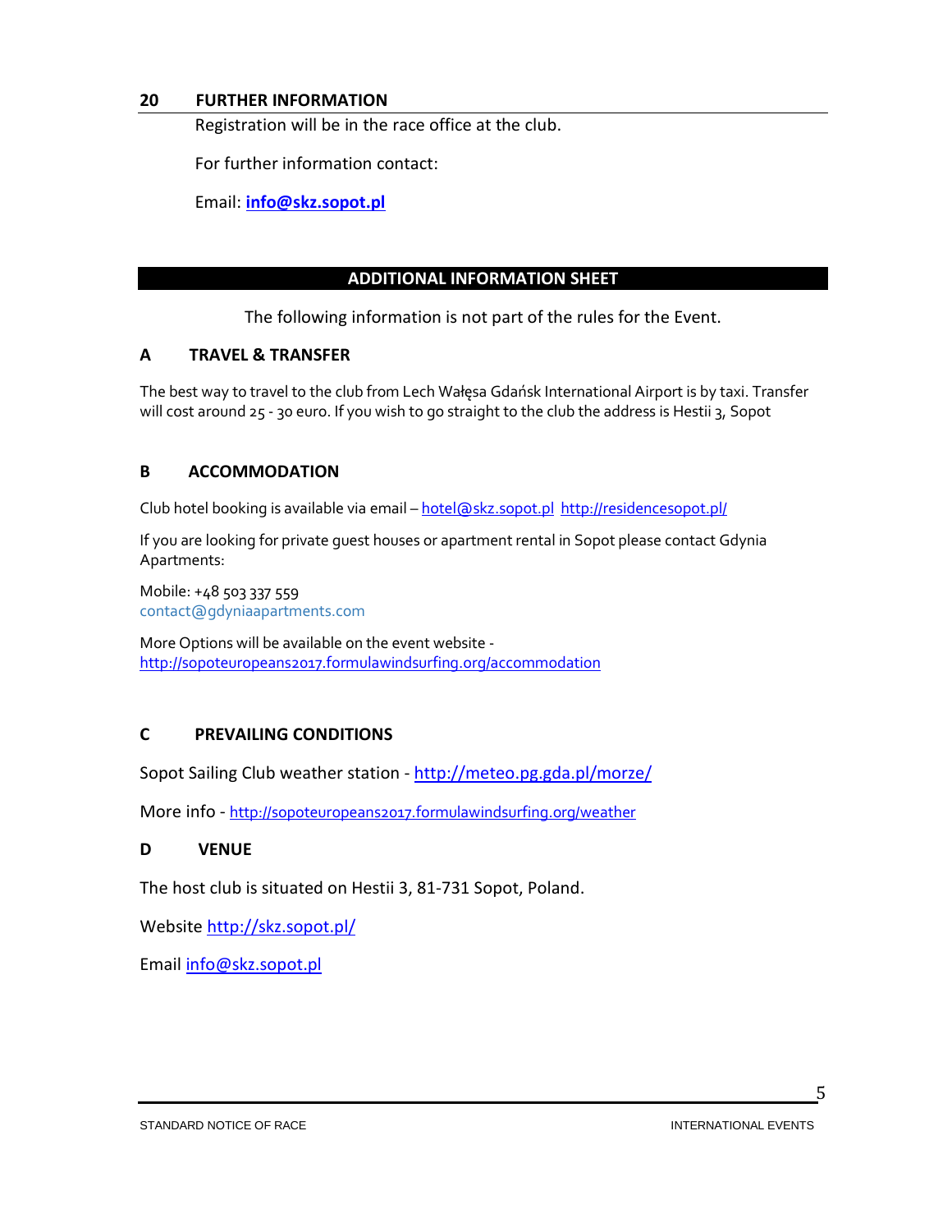## 20 FURTHER INFORMATION

Registration will be in the race office at the club.

For further information contact:

Email: **info@skz.sopot.pl**

## ADDITIONAL INFORMATION SHEET

The following information is not part of the rules for the Event.

### A TRAVEL & TRANSFER

The best way to travel to the club from Lech Wałęsa Gdańsk International Airport is by taxi. Transfer will cost around 25 - 30 euro. If you wish to go straight to the club the address is Hestii 3, Sopot

### B ACCOMMODATION

Club hotel booking is available via email – hotel@skz.sopot.pl http://residencesopot.pl/

If you are looking for private guest houses or apartment rental in Sopot please contact Gdynia Apartments:

Mobile: +48 503 337 559
contact@gdyniaapartments.com

More Options will be available on the event website - http://sopoteuropeans2017.formulawindsurfing.org/accommodation

### C PREVAILING CONDITIONS

Sopot Sailing Club weather station - http://meteo.pg.gda.pl/morze/

More info - http://sopoteuropeans2017.formulawindsurfing.org/weather

### D VENUE

The host club is situated on Hestii 3, 81-731 Sopot, Poland.

Website http://skz.sopot.pl/

Email info@skz.sopot.pl